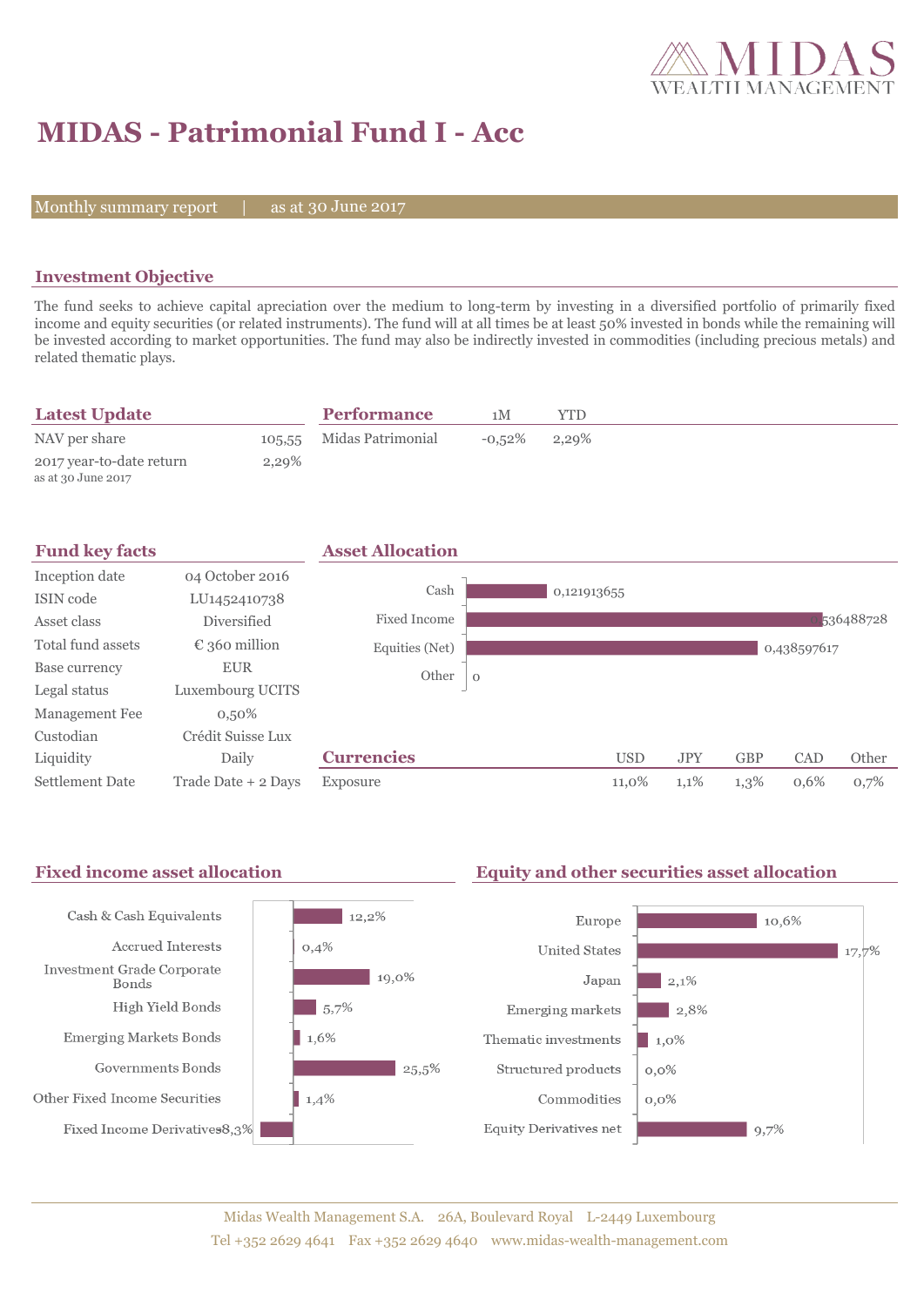# MIDAS - Patrimonial Fund I - Acc

Monthly summary report | as at 30 June 2017

## Investment Objective

The fund seeks to achieve capital apreciation over the medium to long-term by investing in a diversified portfolio of primarily fixed income and equity securities (or related instruments). The fund will at all times be at least 50% invested in bonds while the remaining will be invested according to market opportunities. The fund may also be indirectly invested in commodities (including precious metals) and related thematic plays.

## Latest Update

| | |
|---|---|
| NAV per share | 105,55 |
| 2017 year-to-date return<br>as at 30 June 2017 | 2,29% |

## Performance

| | 1M | YTD |
|---|---|---|
| Midas Patrimonial | -0,52% | 2,29% |

## Fund key facts

| | |
|---|---|
| Inception date | 04 October 2016 |
| ISIN code | LU1452410738 |
| Asset class | Diversified |
| Total fund assets | € 360 million |
| Base currency | EUR |
| Legal status | Luxembourg UCITS |
| Management Fee | 0,50% |
| Custodian | Crédit Suisse Lux |
| Liquidity | Daily |
| Settlement Date | Trade Date + 2 Days |

## Asset Allocation

| | |
|---|---|
| Cash | 0,121913655 |
| Fixed Income | 0,536488728 |
| Equities (Net) | 0,438597617 |
| Other | 0 |

## Currencies

| | USD | JPY | GBP | CAD | Other |
|---|---|---|---|---|---|
| Exposure | 11,0% | 1,1% | 1,3% | 0,6% | 0,7% |

## Fixed income asset allocation

| | |
|---|---|
| Cash & Cash Equivalents | 12,2% |
| Accrued Interests | 0,4% |
| Investment Grade Corporate Bonds | 19,0% |
| High Yield Bonds | 5,7% |
| Emerging Markets Bonds | 1,6% |
| Governments Bonds | 25,5% |
| Other Fixed Income Securities | 1,4% |
| Fixed Income Derivatives | -8,3% |

## Equity and other securities asset allocation

| | |
|---|---|
| Europe | 10,6% |
| United States | 17,7% |
| Japan | 2,1% |
| Emerging markets | 2,8% |
| Thematic investments | 1,0% |
| Structured products | 0,0% |
| Commodities | 0,0% |
| Equity Derivatives net | 9,7% |

Midas Wealth Management S.A. 26A, Boulevard Royal L-2449 Luxembourg
Tel +352 2629 4641 Fax +352 2629 4640 www.midas-wealth-management.com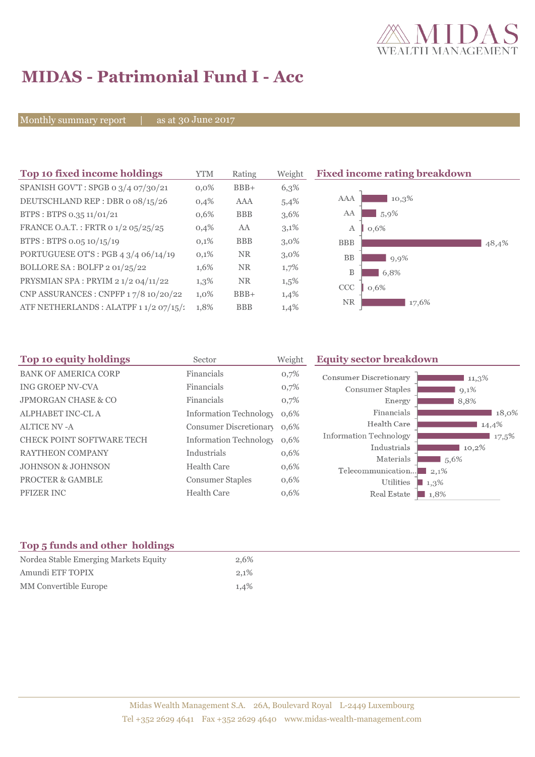# MIDAS - Patrimonial Fund I - Acc

Monthly summary report | as at 30 June 2017

## Top 10 fixed income holdings

| | YTM | Rating | Weight |
|---|---|---|---|
| SPANISH GOV'T : SPGB 0 3/4 07/30/21 | 0,0% | BBB+ | 6,3% |
| DEUTSCHLAND REP : DBR 0 08/15/26 | 0,4% | AAA | 5,4% |
| BTPS : BTPS 0.35 11/01/21 | 0,6% | BBB | 3,6% |
| FRANCE O.A.T. : FRTR 0 1/2 05/25/25 | 0,4% | AA | 3,1% |
| BTPS : BTPS 0.05 10/15/19 | 0,1% | BBB | 3,0% |
| PORTUGUESE OT'S : PGB 4 3/4 06/14/19 | 0,1% | NR | 3,0% |
| BOLLORE SA : BOLFP 2 01/25/22 | 1,6% | NR | 1,7% |
| PRYSMIAN SPA : PRYIM 2 1/2 04/11/22 | 1,3% | NR | 1,5% |
| CNP ASSURANCES : CNPFP 1 7/8 10/20/22 | 1,0% | BBB+ | 1,4% |
| ATF NETHERLANDS : ALATPF 1 1/2 07/15/2 | 1,8% | BBB | 1,4% |

## Fixed income rating breakdown

| Rating | Weight |
|---|---|
| AAA | 10,3% |
| AA | 5,9% |
| A | 0,6% |
| BBB | 48,4% |
| BB | 9,9% |
| B | 6,8% |
| CCC | 0,6% |
| NR | 17,6% |

## Top 10 equity holdings

| | Sector | Weight |
|---|---|---|
| BANK OF AMERICA CORP | Financials | 0,7% |
| ING GROEP NV-CVA | Financials | 0,7% |
| JPMORGAN CHASE & CO | Financials | 0,7% |
| ALPHABET INC-CL A | Information Technology | 0,6% |
| ALTICE NV -A | Consumer Discretionary | 0,6% |
| CHECK POINT SOFTWARE TECH | Information Technology | 0,6% |
| RAYTHEON COMPANY | Industrials | 0,6% |
| JOHNSON & JOHNSON | Health Care | 0,6% |
| PROCTER & GAMBLE | Consumer Staples | 0,6% |
| PFIZER INC | Health Care | 0,6% |

## Equity sector breakdown

| Sector | Weight |
|---|---|
| Consumer Discretionary | 11,3% |
| Consumer Staples | 9,1% |
| Energy | 8,8% |
| Financials | 18,0% |
| Health Care | 14,4% |
| Information Technology | 17,5% |
| Industrials | 10,2% |
| Materials | 5,6% |
| Telecommunication... | 2,1% |
| Utilities | 1,3% |
| Real Estate | 1,8% |

## Top 5 funds and other holdings

| | |
|---|---|
| Nordea Stable Emerging Markets Equity | 2,6% |
| Amundi ETF TOPIX | 2,1% |
| MM Convertible Europe | 1,4% |

Midas Wealth Management S.A. 26A, Boulevard Royal L-2449 Luxembourg
Tel +352 2629 4641 Fax +352 2629 4640 www.midas-wealth-management.com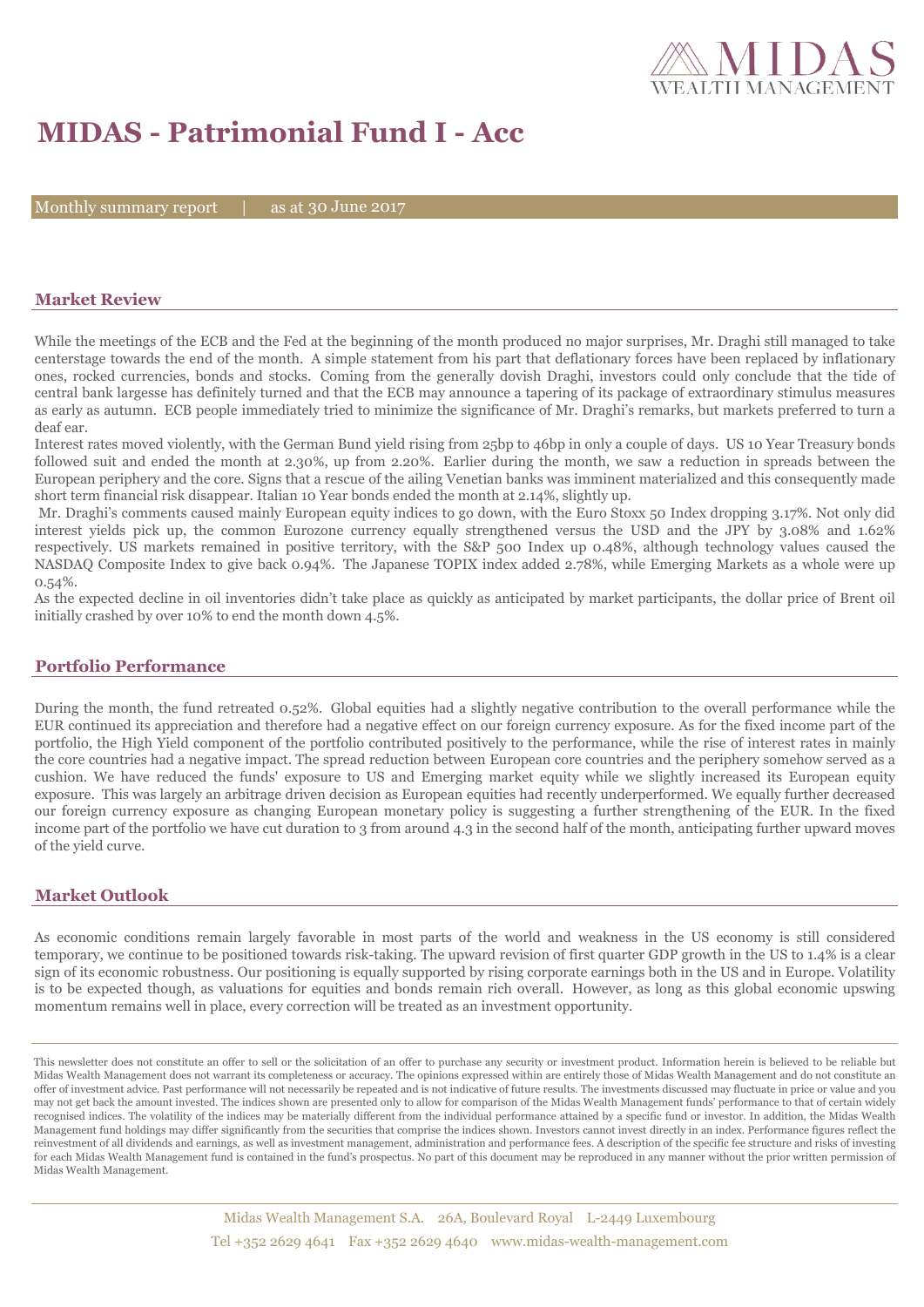# MIDAS - Patrimonial Fund I - Acc

Monthly summary report | as at 30 June 2017

## Market Review

While the meetings of the ECB and the Fed at the beginning of the month produced no major surprises, Mr. Draghi still managed to take centerstage towards the end of the month. A simple statement from his part that deflationary forces have been replaced by inflationary ones, rocked currencies, bonds and stocks. Coming from the generally dovish Draghi, investors could only conclude that the tide of central bank largesse has definitely turned and that the ECB may announce a tapering of its package of extraordinary stimulus measures as early as autumn. ECB people immediately tried to minimize the significance of Mr. Draghi's remarks, but markets preferred to turn a deaf ear.

Interest rates moved violently, with the German Bund yield rising from 25bp to 46bp in only a couple of days. US 10 Year Treasury bonds followed suit and ended the month at 2.30%, up from 2.20%. Earlier during the month, we saw a reduction in spreads between the European periphery and the core. Signs that a rescue of the ailing Venetian banks was imminent materialized and this consequently made short term financial risk disappear. Italian 10 Year bonds ended the month at 2.14%, slightly up.

Mr. Draghi's comments caused mainly European equity indices to go down, with the Euro Stoxx 50 Index dropping 3.17%. Not only did interest yields pick up, the common Eurozone currency equally strengthened versus the USD and the JPY by 3.08% and 1.62% respectively. US markets remained in positive territory, with the S&P 500 Index up 0.48%, although technology values caused the NASDAQ Composite Index to give back 0.94%. The Japanese TOPIX index added 2.78%, while Emerging Markets as a whole were up 0.54%.

As the expected decline in oil inventories didn't take place as quickly as anticipated by market participants, the dollar price of Brent oil initially crashed by over 10% to end the month down 4.5%.

## Portfolio Performance

During the month, the fund retreated 0.52%. Global equities had a slightly negative contribution to the overall performance while the EUR continued its appreciation and therefore had a negative effect on our foreign currency exposure. As for the fixed income part of the portfolio, the High Yield component of the portfolio contributed positively to the performance, while the rise of interest rates in mainly the core countries had a negative impact. The spread reduction between European core countries and the periphery somehow served as a cushion. We have reduced the funds' exposure to US and Emerging market equity while we slightly increased its European equity exposure. This was largely an arbitrage driven decision as European equities had recently underperformed. We equally further decreased our foreign currency exposure as changing European monetary policy is suggesting a further strengthening of the EUR. In the fixed income part of the portfolio we have cut duration to 3 from around 4.3 in the second half of the month, anticipating further upward moves of the yield curve.

## Market Outlook

As economic conditions remain largely favorable in most parts of the world and weakness in the US economy is still considered temporary, we continue to be positioned towards risk-taking. The upward revision of first quarter GDP growth in the US to 1.4% is a clear sign of its economic robustness. Our positioning is equally supported by rising corporate earnings both in the US and in Europe. Volatility is to be expected though, as valuations for equities and bonds remain rich overall. However, as long as this global economic upswing momentum remains well in place, every correction will be treated as an investment opportunity.

This newsletter does not constitute an offer to sell or the solicitation of an offer to purchase any security or investment product. Information herein is believed to be reliable but Midas Wealth Management does not warrant its completeness or accuracy. The opinions expressed within are entirely those of Midas Wealth Management and do not constitute an offer of investment advice. Past performance will not necessarily be repeated and is not indicative of future results. The investments discussed may fluctuate in price or value and you may not get back the amount invested. The indices shown are presented only to allow for comparison of the Midas Wealth Management funds' performance to that of certain widely recognised indices. The volatility of the indices may be materially different from the individual performance attained by a specific fund or investor. In addition, the Midas Wealth Management fund holdings may differ significantly from the securities that comprise the indices shown. Investors cannot invest directly in an index. Performance figures reflect the reinvestment of all dividends and earnings, as well as investment management, administration and performance fees. A description of the specific fee structure and risks of investing for each Midas Wealth Management fund is contained in the fund's prospectus. No part of this document may be reproduced in any manner without the prior written permission of Midas Wealth Management.

Midas Wealth Management S.A. 26A, Boulevard Royal L-2449 Luxembourg
Tel +352 2629 4641 Fax +352 2629 4640 www.midas-wealth-management.com